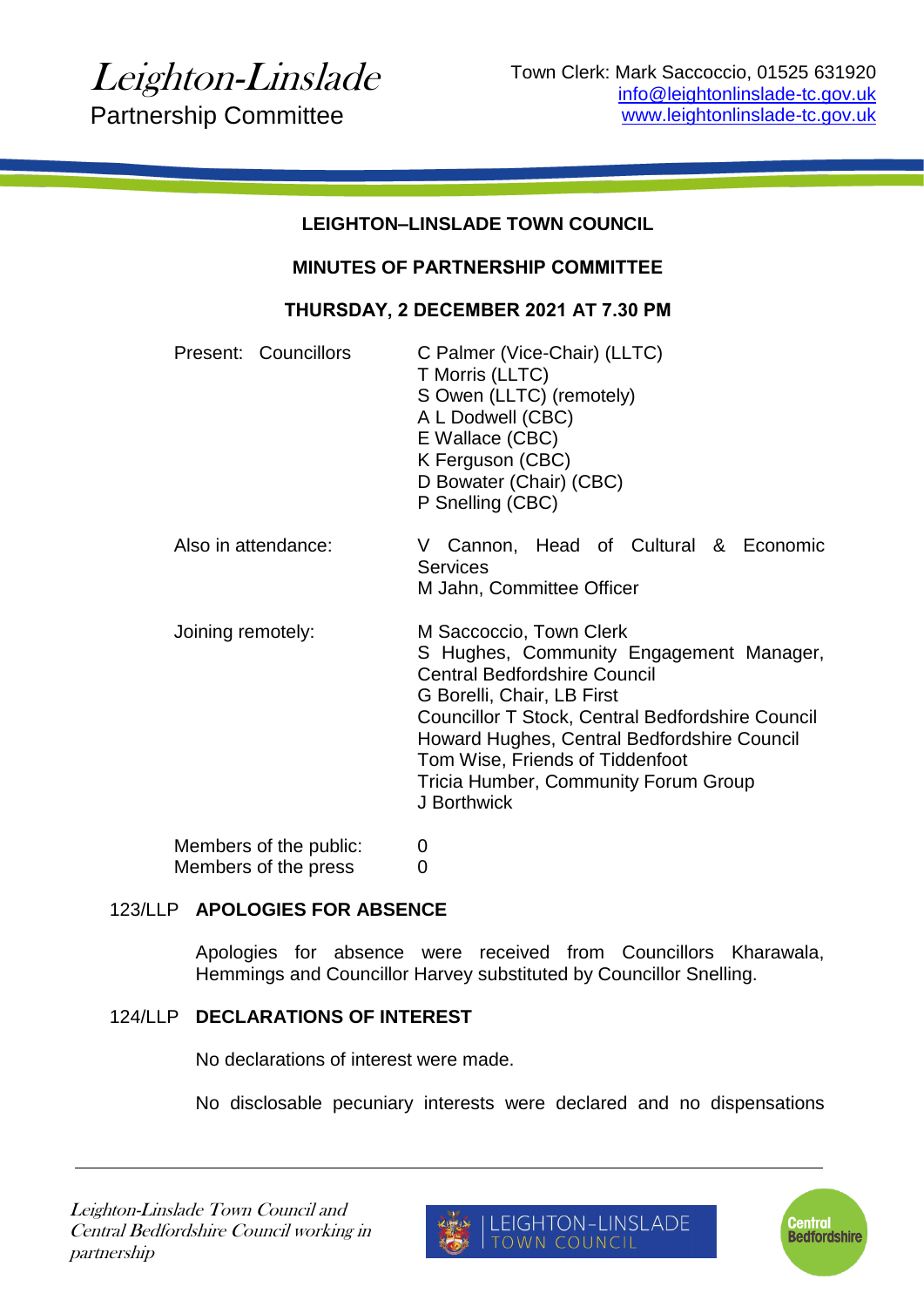Leighton-Linslade
Partnership Committee

Town Clerk: Mark Saccoccio, 01525 631920
info@leightonlinslade-tc.gov.uk
www.leightonlinslade-tc.gov.uk

**LEIGHTON–LINSLADE TOWN COUNCIL**

**MINUTES OF PARTNERSHIP COMMITTEE**

**THURSDAY, 2 DECEMBER 2021 AT 7.30 PM**

| | |
|---|---|
| Present: Councillors | C Palmer (Vice-Chair) (LLTC)<br>T Morris (LLTC)<br>S Owen (LLTC) (remotely)<br>A L Dodwell (CBC)<br>E Wallace (CBC)<br>K Ferguson (CBC)<br>D Bowater (Chair) (CBC)<br>P Snelling (CBC) |
| Also in attendance: | V Cannon, Head of Cultural & Economic Services<br>M Jahn, Committee Officer |
| Joining remotely: | M Saccoccio, Town Clerk<br>S Hughes, Community Engagement Manager, Central Bedfordshire Council<br>G Borelli, Chair, LB First<br>Councillor T Stock, Central Bedfordshire Council<br>Howard Hughes, Central Bedfordshire Council<br>Tom Wise, Friends of Tiddenfoot<br>Tricia Humber, Community Forum Group<br>J Borthwick |
| Members of the public: | 0 |
| Members of the press | 0 |

**123/LLP APOLOGIES FOR ABSENCE**

Apologies for absence were received from Councillors Kharawala, Hemmings and Councillor Harvey substituted by Councillor Snelling.

**124/LLP DECLARATIONS OF INTEREST**

No declarations of interest were made.

No disclosable pecuniary interests were declared and no dispensations

*Leighton-Linslade Town Council and Central Bedfordshire Council working in partnership*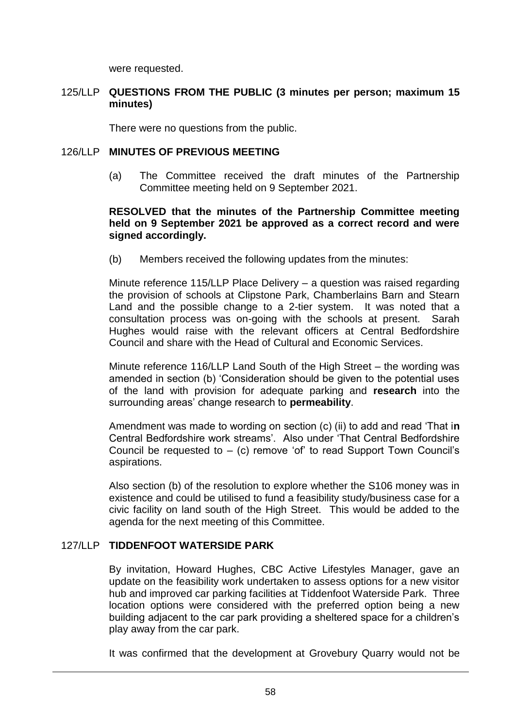were requested.

## 125/LLP QUESTIONS FROM THE PUBLIC (3 minutes per person; maximum 15 minutes)

There were no questions from the public.

## 126/LLP MINUTES OF PREVIOUS MEETING

(a) The Committee received the draft minutes of the Partnership Committee meeting held on 9 September 2021.

**RESOLVED that the minutes of the Partnership Committee meeting held on 9 September 2021 be approved as a correct record and were signed accordingly.**

(b) Members received the following updates from the minutes:

Minute reference 115/LLP Place Delivery – a question was raised regarding the provision of schools at Clipstone Park, Chamberlains Barn and Stearn Land and the possible change to a 2-tier system. It was noted that a consultation process was on-going with the schools at present. Sarah Hughes would raise with the relevant officers at Central Bedfordshire Council and share with the Head of Cultural and Economic Services.

Minute reference 116/LLP Land South of the High Street – the wording was amended in section (b) 'Consideration should be given to the potential uses of the land with provision for adequate parking and **research** into the surrounding areas' change research to **permeability**.

Amendment was made to wording on section (c) (ii) to add and read 'That i**n** Central Bedfordshire work streams'. Also under 'That Central Bedfordshire Council be requested to – (c) remove 'of' to read Support Town Council's aspirations.

Also section (b) of the resolution to explore whether the S106 money was in existence and could be utilised to fund a feasibility study/business case for a civic facility on land south of the High Street. This would be added to the agenda for the next meeting of this Committee.

## 127/LLP TIDDENFOOT WATERSIDE PARK

By invitation, Howard Hughes, CBC Active Lifestyles Manager, gave an update on the feasibility work undertaken to assess options for a new visitor hub and improved car parking facilities at Tiddenfoot Waterside Park. Three location options were considered with the preferred option being a new building adjacent to the car park providing a sheltered space for a children's play away from the car park.

It was confirmed that the development at Grovebury Quarry would not be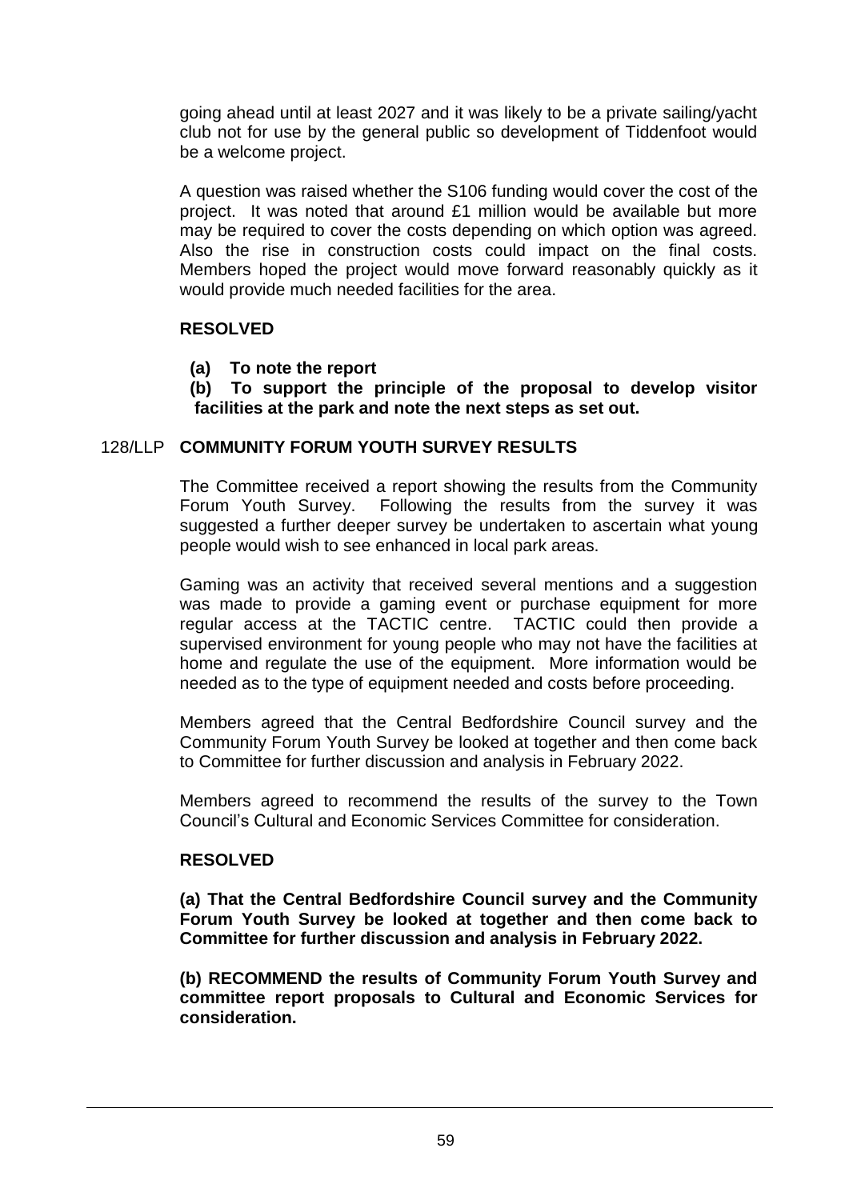going ahead until at least 2027 and it was likely to be a private sailing/yacht club not for use by the general public so development of Tiddenfoot would be a welcome project.

A question was raised whether the S106 funding would cover the cost of the project. It was noted that around £1 million would be available but more may be required to cover the costs depending on which option was agreed. Also the rise in construction costs could impact on the final costs. Members hoped the project would move forward reasonably quickly as it would provide much needed facilities for the area.

**RESOLVED**

**(a) To note the report**

**(b) To support the principle of the proposal to develop visitor facilities at the park and note the next steps as set out.**

## 128/LLP COMMUNITY FORUM YOUTH SURVEY RESULTS

The Committee received a report showing the results from the Community Forum Youth Survey. Following the results from the survey it was suggested a further deeper survey be undertaken to ascertain what young people would wish to see enhanced in local park areas.

Gaming was an activity that received several mentions and a suggestion was made to provide a gaming event or purchase equipment for more regular access at the TACTIC centre. TACTIC could then provide a supervised environment for young people who may not have the facilities at home and regulate the use of the equipment. More information would be needed as to the type of equipment needed and costs before proceeding.

Members agreed that the Central Bedfordshire Council survey and the Community Forum Youth Survey be looked at together and then come back to Committee for further discussion and analysis in February 2022.

Members agreed to recommend the results of the survey to the Town Council's Cultural and Economic Services Committee for consideration.

**RESOLVED**

**(a) That the Central Bedfordshire Council survey and the Community Forum Youth Survey be looked at together and then come back to Committee for further discussion and analysis in February 2022.**

**(b) RECOMMEND the results of Community Forum Youth Survey and committee report proposals to Cultural and Economic Services for consideration.**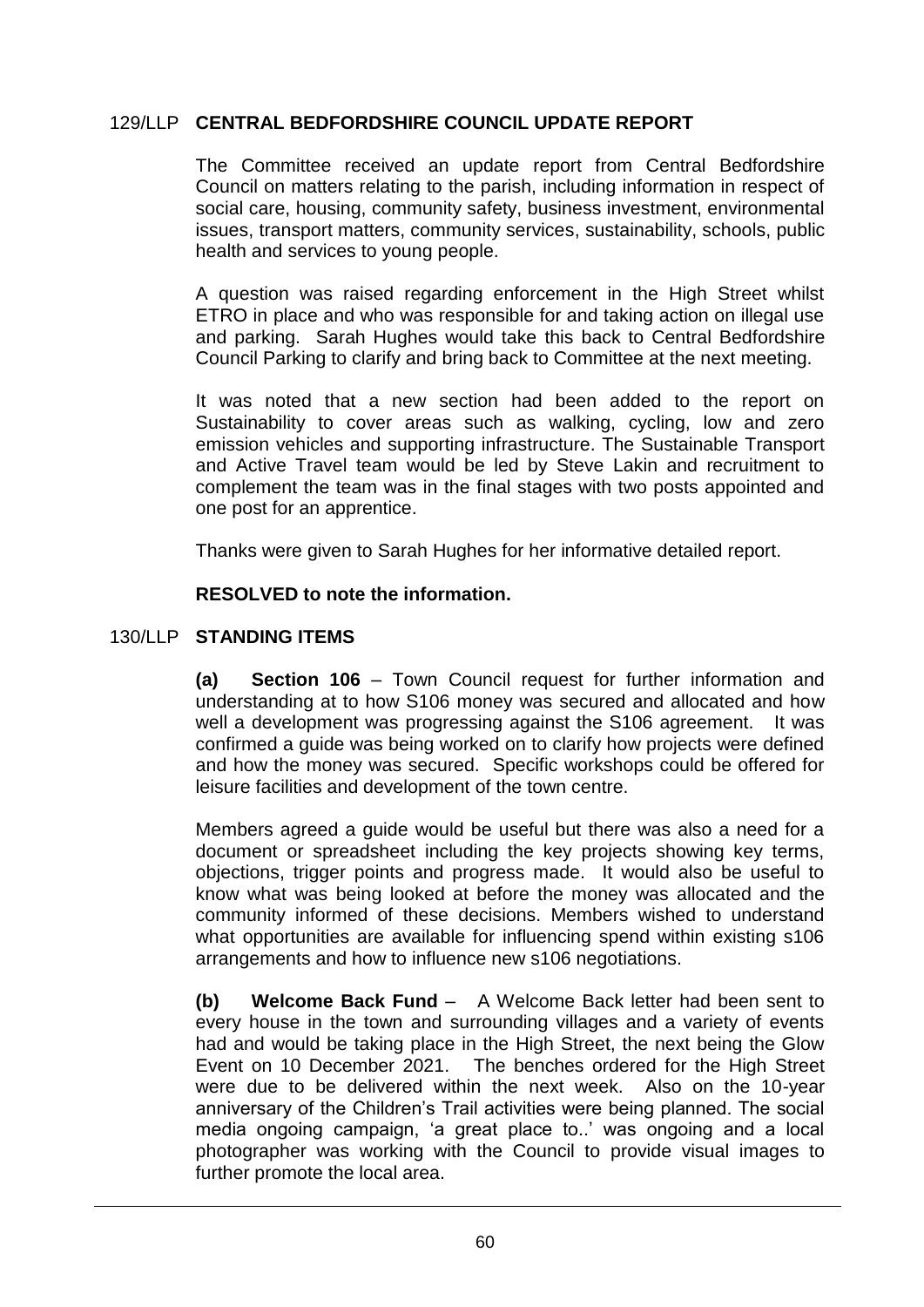## 129/LLP CENTRAL BEDFORDSHIRE COUNCIL UPDATE REPORT

The Committee received an update report from Central Bedfordshire Council on matters relating to the parish, including information in respect of social care, housing, community safety, business investment, environmental issues, transport matters, community services, sustainability, schools, public health and services to young people.

A question was raised regarding enforcement in the High Street whilst ETRO in place and who was responsible for and taking action on illegal use and parking. Sarah Hughes would take this back to Central Bedfordshire Council Parking to clarify and bring back to Committee at the next meeting.

It was noted that a new section had been added to the report on Sustainability to cover areas such as walking, cycling, low and zero emission vehicles and supporting infrastructure. The Sustainable Transport and Active Travel team would be led by Steve Lakin and recruitment to complement the team was in the final stages with two posts appointed and one post for an apprentice.

Thanks were given to Sarah Hughes for her informative detailed report.

**RESOLVED to note the information.**

## 130/LLP STANDING ITEMS

**(a) Section 106** – Town Council request for further information and understanding at to how S106 money was secured and allocated and how well a development was progressing against the S106 agreement. It was confirmed a guide was being worked on to clarify how projects were defined and how the money was secured. Specific workshops could be offered for leisure facilities and development of the town centre.

Members agreed a guide would be useful but there was also a need for a document or spreadsheet including the key projects showing key terms, objections, trigger points and progress made. It would also be useful to know what was being looked at before the money was allocated and the community informed of these decisions. Members wished to understand what opportunities are available for influencing spend within existing s106 arrangements and how to influence new s106 negotiations.

**(b) Welcome Back Fund** – A Welcome Back letter had been sent to every house in the town and surrounding villages and a variety of events had and would be taking place in the High Street, the next being the Glow Event on 10 December 2021. The benches ordered for the High Street were due to be delivered within the next week. Also on the 10-year anniversary of the Children's Trail activities were being planned. The social media ongoing campaign, 'a great place to..' was ongoing and a local photographer was working with the Council to provide visual images to further promote the local area.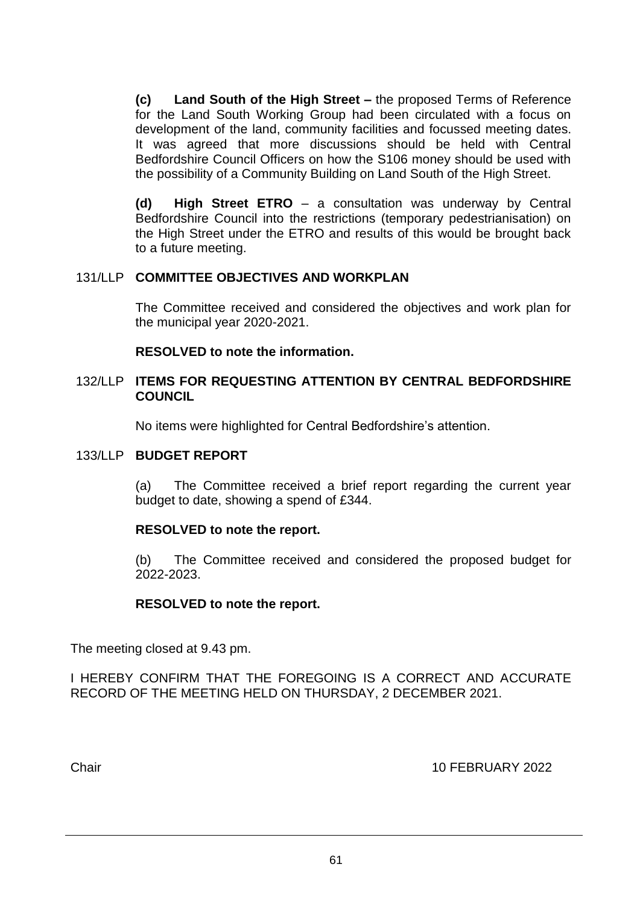**(c) Land South of the High Street –** the proposed Terms of Reference for the Land South Working Group had been circulated with a focus on development of the land, community facilities and focussed meeting dates. It was agreed that more discussions should be held with Central Bedfordshire Council Officers on how the S106 money should be used with the possibility of a Community Building on Land South of the High Street.

**(d) High Street ETRO** – a consultation was underway by Central Bedfordshire Council into the restrictions (temporary pedestrianisation) on the High Street under the ETRO and results of this would be brought back to a future meeting.

### 131/LLP COMMITTEE OBJECTIVES AND WORKPLAN

The Committee received and considered the objectives and work plan for the municipal year 2020-2021.

**RESOLVED to note the information.**

### 132/LLP ITEMS FOR REQUESTING ATTENTION BY CENTRAL BEDFORDSHIRE COUNCIL

No items were highlighted for Central Bedfordshire's attention.

### 133/LLP BUDGET REPORT

(a) The Committee received a brief report regarding the current year budget to date, showing a spend of £344.

**RESOLVED to note the report.**

(b) The Committee received and considered the proposed budget for 2022-2023.

**RESOLVED to note the report.**

The meeting closed at 9.43 pm.

I HEREBY CONFIRM THAT THE FOREGOING IS A CORRECT AND ACCURATE RECORD OF THE MEETING HELD ON THURSDAY, 2 DECEMBER 2021.

Chair 10 FEBRUARY 2022